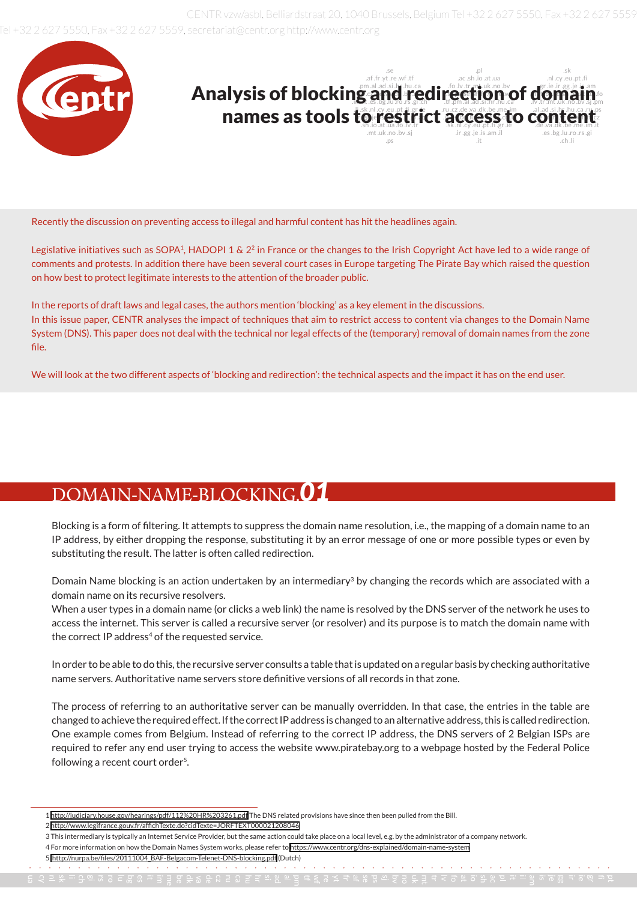# Analysis of blocking and redirection of domain names as tools to restrict access to content

Recently the discussion on preventing access to illegal and harmful content has hit the headlines again.

Legislative initiatives such as SOPA[1], HADOPI 1 & 2[2] in France or the changes to the Irish Copyright Act have led to a wide range of comments and protests. In addition there have been several court cases in Europe targeting The Pirate Bay which raised the question on how best to protect legitimate interests to the attention of the broader public.

In the reports of draft laws and legal cases, the authors mention 'blocking' as a key element in the discussions.
In this issue paper, CENTR analyses the impact of techniques that aim to restrict access to content via changes to the Domain Name System (DNS). This paper does not deal with the technical nor legal effects of the (temporary) removal of domain names from the zone file.

We will look at the two different aspects of 'blocking and redirection': the technical aspects and the impact it has on the end user.

## DOMAIN-NAME-BLOCKING.01

Blocking is a form of filtering. It attempts to suppress the domain name resolution, i.e., the mapping of a domain name to an IP address, by either dropping the response, substituting it by an error message of one or more possible types or even by substituting the result. The latter is often called redirection.

Domain Name blocking is an action undertaken by an intermediary[3] by changing the records which are associated with a domain name on its recursive resolvers.
When a user types in a domain name (or clicks a web link) the name is resolved by the DNS server of the network he uses to access the internet. This server is called a recursive server (or resolver) and its purpose is to match the domain name with the correct IP address[4] of the requested service.

In order to be able to do this, the recursive server consults a table that is updated on a regular basis by checking authoritative name servers. Authoritative name servers store definitive versions of all records in that zone.

The process of referring to an authoritative server can be manually overridden. In that case, the entries in the table are changed to achieve the required effect. If the correct IP address is changed to an alternative address, this is called redirection. One example comes from Belgium. Instead of referring to the correct IP address, the DNS servers of 2 Belgian ISPs are required to refer any end user trying to access the website www.piratebay.org to a webpage hosted by the Federal Police following a recent court order[5].

---

1 http://judiciary.house.gov/hearings/pdf/112%20HR%203261.pdf The DNS related provisions have since then been pulled from the Bill.
2 http://www.legifrance.gouv.fr/affichTexte.do?cidTexte=JORFTEXT000021208046
3 This intermediary is typically an Internet Service Provider, but the same action could take place on a local level, e.g. by the administrator of a company network.
4 For more information on how the Domain Names System works, please refer to https://www.centr.org/dns-explained/domain-name-system
5 http://nurpa.be/files/20111004_BAF-Belgacom-Telenet-DNS-blocking.pdf (Dutch)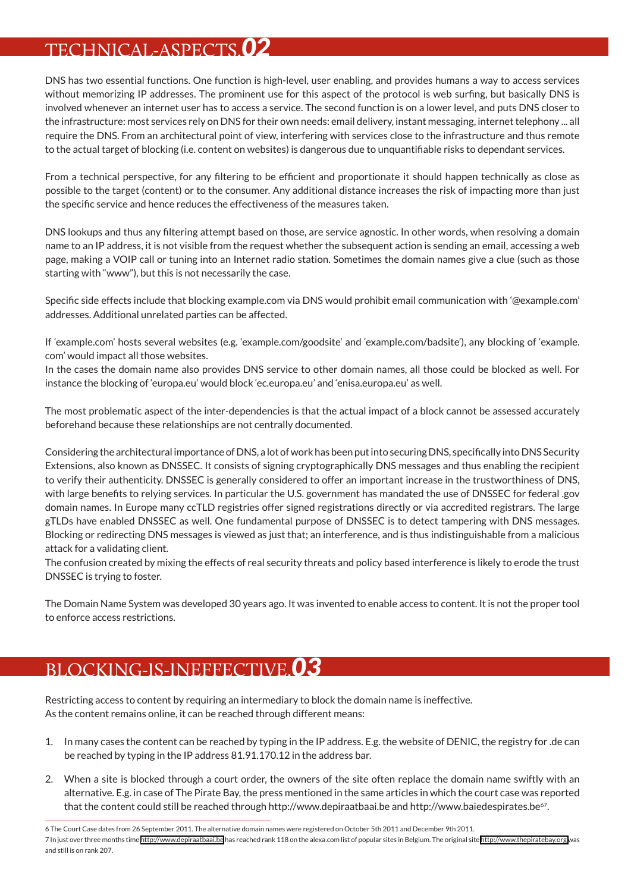## TECHNICAL-ASPECTS.02

DNS has two essential functions. One function is high-level, user enabling, and provides humans a way to access services without memorizing IP addresses. The prominent use for this aspect of the protocol is web surfing, but basically DNS is involved whenever an internet user has to access a service. The second function is on a lower level, and puts DNS closer to the infrastructure: most services rely on DNS for their own needs: email delivery, instant messaging, internet telephony ... all require the DNS. From an architectural point of view, interfering with services close to the infrastructure and thus remote to the actual target of blocking (i.e. content on websites) is dangerous due to unquantifiable risks to dependant services.

From a technical perspective, for any filtering to be efficient and proportionate it should happen technically as close as possible to the target (content) or to the consumer. Any additional distance increases the risk of impacting more than just the specific service and hence reduces the effectiveness of the measures taken.

DNS lookups and thus any filtering attempt based on those, are service agnostic. In other words, when resolving a domain name to an IP address, it is not visible from the request whether the subsequent action is sending an email, accessing a web page, making a VOIP call or tuning into an Internet radio station. Sometimes the domain names give a clue (such as those starting with "www"), but this is not necessarily the case.

Specific side effects include that blocking example.com via DNS would prohibit email communication with '@example.com' addresses. Additional unrelated parties can be affected.

If 'example.com' hosts several websites (e.g. 'example.com/goodsite' and 'example.com/badsite'), any blocking of 'example.com' would impact all those websites.
In the cases the domain name also provides DNS service to other domain names, all those could be blocked as well. For instance the blocking of 'europa.eu' would block 'ec.europa.eu' and 'enisa.europa.eu' as well.

The most problematic aspect of the inter-dependencies is that the actual impact of a block cannot be assessed accurately beforehand because these relationships are not centrally documented.

Considering the architectural importance of DNS, a lot of work has been put into securing DNS, specifically into DNS Security Extensions, also known as DNSSEC. It consists of signing cryptographically DNS messages and thus enabling the recipient to verify their authenticity. DNSSEC is generally considered to offer an important increase in the trustworthiness of DNS, with large benefits to relying services. In particular the U.S. government has mandated the use of DNSSEC for federal .gov domain names. In Europe many ccTLD registries offer signed registrations directly or via accredited registrars. The large gTLDs have enabled DNSSEC as well. One fundamental purpose of DNSSEC is to detect tampering with DNS messages. Blocking or redirecting DNS messages is viewed as just that; an interference, and is thus indistinguishable from a malicious attack for a validating client.
The confusion created by mixing the effects of real security threats and policy based interference is likely to erode the trust DNSSEC is trying to foster.

The Domain Name System was developed 30 years ago. It was invented to enable access to content. It is not the proper tool to enforce access restrictions.

## BLOCKING-IS-INEFFECTIVE.03

Restricting access to content by requiring an intermediary to block the domain name is ineffective.
As the content remains online, it can be reached through different means:

1. In many cases the content can be reached by typing in the IP address. E.g. the website of DENIC, the registry for .de can be reached by typing in the IP address 81.91.170.12 in the address bar.
2. When a site is blocked through a court order, the owners of the site often replace the domain name swiftly with an alternative. E.g. in case of The Pirate Bay, the press mentioned in the same articles in which the court case was reported that the content could still be reached through http://www.depiraatbaai.be and http://www.baiedespirates.be[6][7].

---

6 The Court Case dates from 26 September 2011. The alternative domain names were registered on October 5th 2011 and December 9th 2011.

7 In just over three months time http://www.depiraatbaai.be has reached rank 118 on the alexa.com list of popular sites in Belgium. The original site http://www.thepiratebay.org was and still is on rank 207.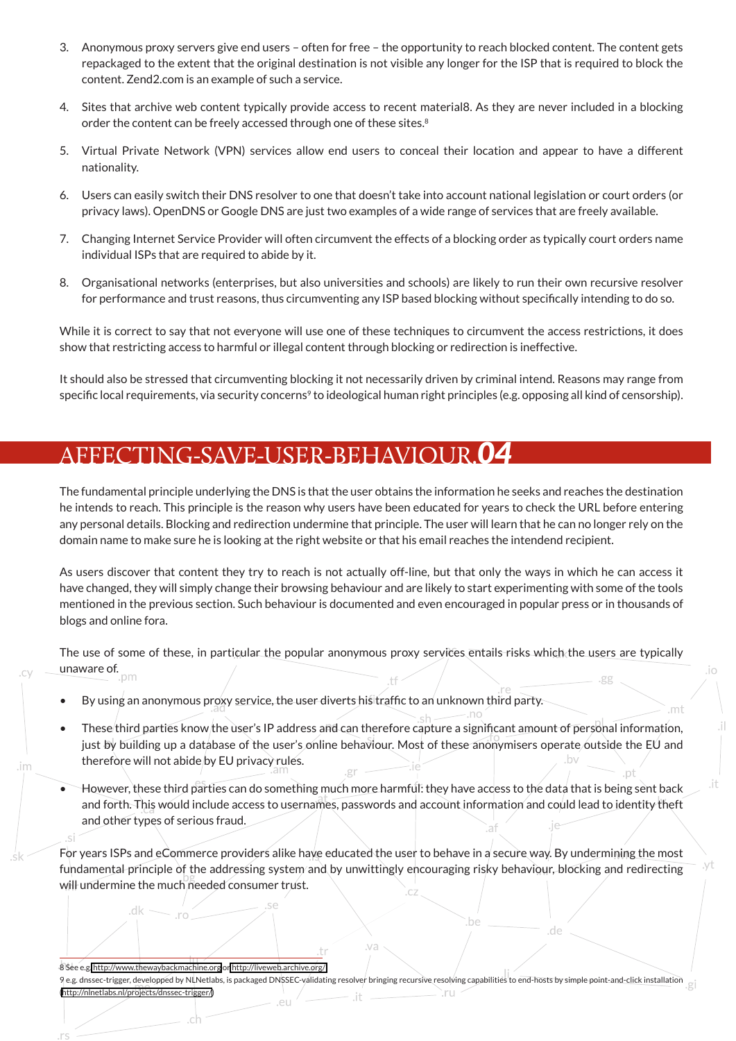3. Anonymous proxy servers give end users – often for free – the opportunity to reach blocked content. The content gets repackaged to the extent that the original destination is not visible any longer for the ISP that is required to block the content. Zend2.com is an example of such a service.

4. Sites that archive web content typically provide access to recent material8. As they are never included in a blocking order the content can be freely accessed through one of these sites.[8]

5. Virtual Private Network (VPN) services allow end users to conceal their location and appear to have a different nationality.

6. Users can easily switch their DNS resolver to one that doesn't take into account national legislation or court orders (or privacy laws). OpenDNS or Google DNS are just two examples of a wide range of services that are freely available.

7. Changing Internet Service Provider will often circumvent the effects of a blocking order as typically court orders name individual ISPs that are required to abide by it.

8. Organisational networks (enterprises, but also universities and schools) are likely to run their own recursive resolver for performance and trust reasons, thus circumventing any ISP based blocking without specifically intending to do so.

While it is correct to say that not everyone will use one of these techniques to circumvent the access restrictions, it does show that restricting access to harmful or illegal content through blocking or redirection is ineffective.

It should also be stressed that circumventing blocking it not necessarily driven by criminal intend. Reasons may range from specific local requirements, via security concerns[9] to ideological human right principles (e.g. opposing all kind of censorship).

## AFFECTING-SAVE-USER-BEHAVIOUR.*04*

The fundamental principle underlying the DNS is that the user obtains the information he seeks and reaches the destination he intends to reach. This principle is the reason why users have been educated for years to check the URL before entering any personal details. Blocking and redirection undermine that principle. The user will learn that he can no longer rely on the domain name to make sure he is looking at the right website or that his email reaches the intendend recipient.

As users discover that content they try to reach is not actually off-line, but that only the ways in which he can access it have changed, they will simply change their browsing behaviour and are likely to start experimenting with some of the tools mentioned in the previous section. Such behaviour is documented and even encouraged in popular press or in thousands of blogs and online fora.

The use of some of these, in particular the popular anonymous proxy services entails risks which the users are typically unaware of.

- By using an anonymous proxy service, the user diverts his traffic to an unknown third party.
- These third parties know the user's IP address and can therefore capture a significant amount of personal information, just by building up a database of the user's online behaviour. Most of these anonymisers operate outside the EU and therefore will not abide by EU privacy rules.
- However, these third parties can do something much more harmful: they have access to the data that is being sent back and forth. This would include access to usernames, passwords and account information and could lead to identity theft and other types of serious fraud.

For years ISPs and eCommerce providers alike have educated the user to behave in a secure way. By undermining the most fundamental principle of the addressing system and by unwittingly encouraging risky behaviour, blocking and redirecting will undermine the much needed consumer trust.

8 See e.g. http://www.thewaybackmachine.org or http://liveweb.archive.org/

9 e.g. dnssec-trigger, developped by NLNetlabs, is packaged DNSSEC-validating resolver bringing recursive resolving capabilities to end-hosts by simple point-and-click installation (http://nlnetlabs.nl/projects/dnssec-trigger/)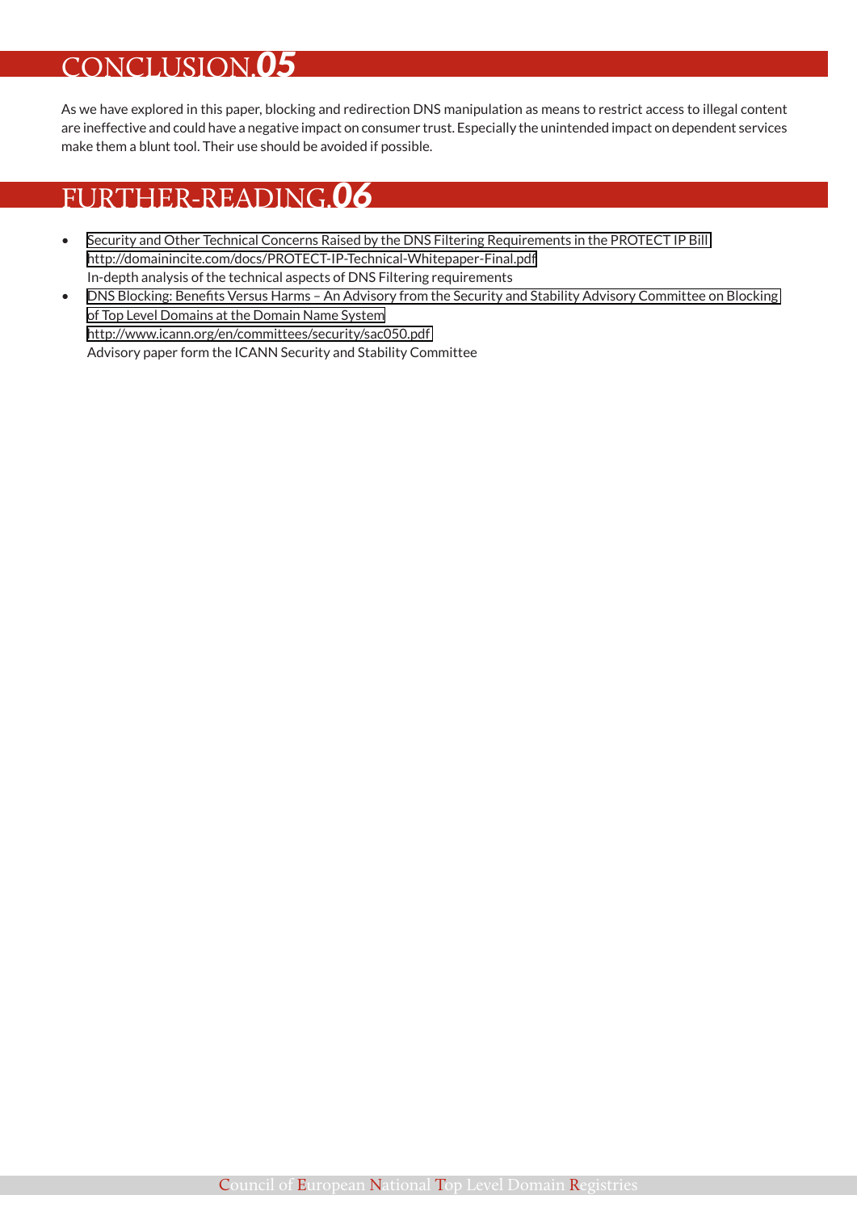# CONCLUSION.05

As we have explored in this paper, blocking and redirection DNS manipulation as means to restrict access to illegal content are ineffective and could have a negative impact on consumer trust. Especially the unintended impact on dependent services make them a blunt tool. Their use should be avoided if possible.

# FURTHER-READING.06

- Security and Other Technical Concerns Raised by the DNS Filtering Requirements in the PROTECT IP Bill
  http://domainincite.com/docs/PROTECT-IP-Technical-Whitepaper-Final.pdf
  In-depth analysis of the technical aspects of DNS Filtering requirements
- DNS Blocking: Benefits Versus Harms – An Advisory from the Security and Stability Advisory Committee on Blocking of Top Level Domains at the Domain Name System
  http://www.icann.org/en/committees/security/sac050.pdf
  Advisory paper form the ICANN Security and Stability Committee